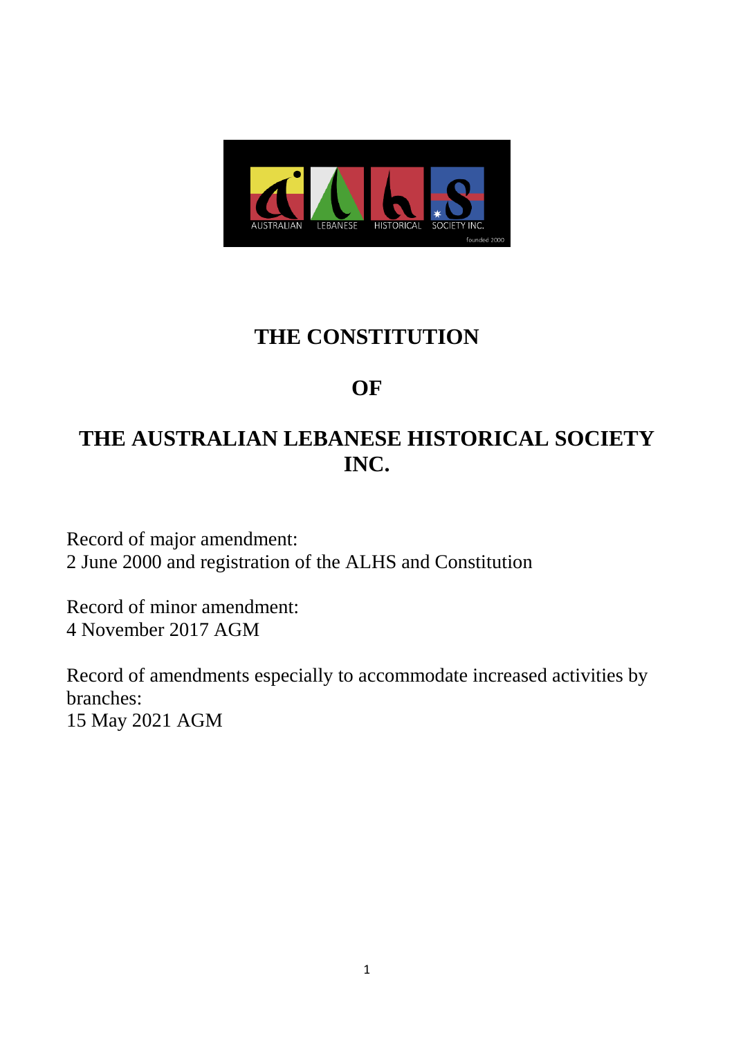# THE CONSTITUTION

# OF

# THE AUSTRALIAN LEBANESE HISTORICAL SOCIETY INC.

Record of major amendment:
2 June 2000 and registration of the ALHS and Constitution

Record of minor amendment:
4 November 2017 AGM

Record of amendments especially to accommodate increased activities by branches:
15 May 2021 AGM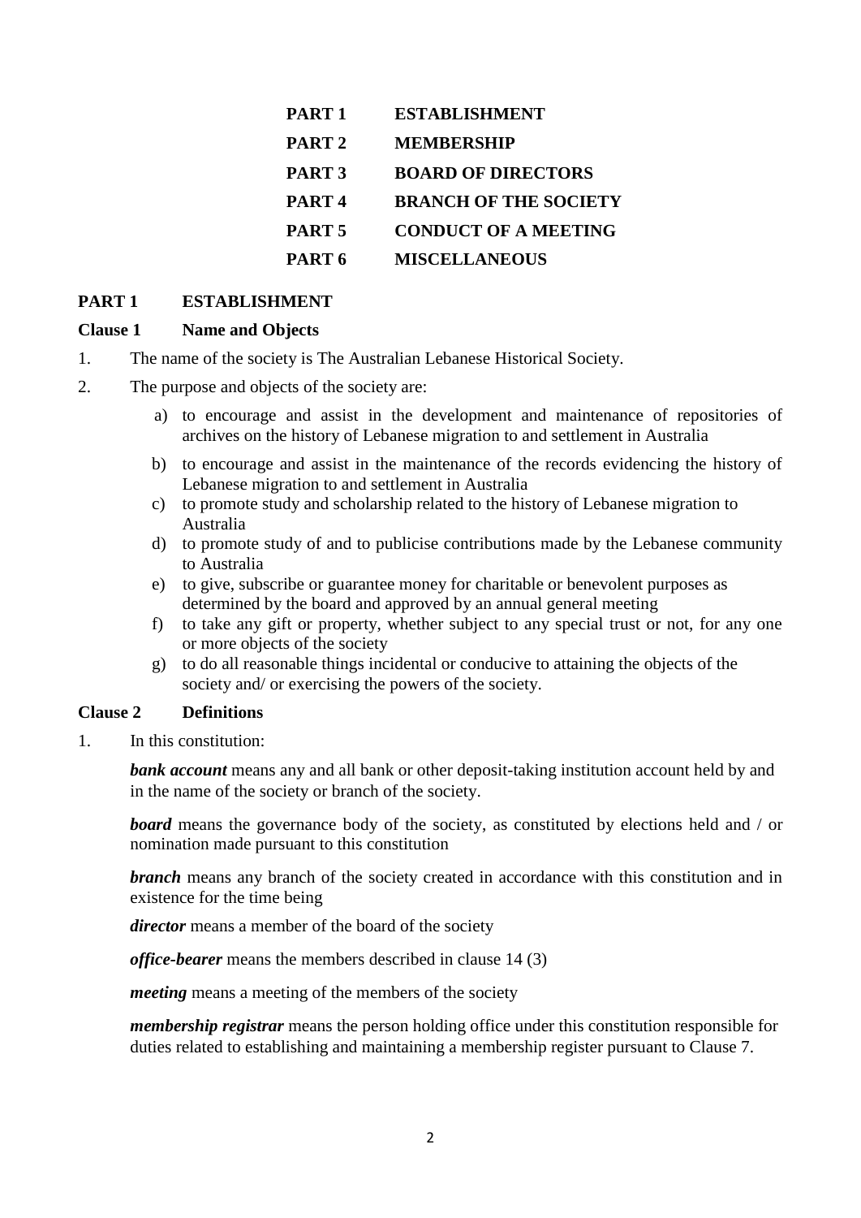| | |
|---|---|
| **PART 1** | **ESTABLISHMENT** |
| **PART 2** | **MEMBERSHIP** |
| **PART 3** | **BOARD OF DIRECTORS** |
| **PART 4** | **BRANCH OF THE SOCIETY** |
| **PART 5** | **CONDUCT OF A MEETING** |
| **PART 6** | **MISCELLANEOUS** |

## PART 1 ESTABLISHMENT

### Clause 1 Name and Objects

1. The name of the society is The Australian Lebanese Historical Society.
2. The purpose and objects of the society are:
   a) to encourage and assist in the development and maintenance of repositories of archives on the history of Lebanese migration to and settlement in Australia
   b) to encourage and assist in the maintenance of the records evidencing the history of Lebanese migration to and settlement in Australia
   c) to promote study and scholarship related to the history of Lebanese migration to Australia
   d) to promote study of and to publicise contributions made by the Lebanese community to Australia
   e) to give, subscribe or guarantee money for charitable or benevolent purposes as determined by the board and approved by an annual general meeting
   f) to take any gift or property, whether subject to any special trust or not, for any one or more objects of the society
   g) to do all reasonable things incidental or conducive to attaining the objects of the society and/ or exercising the powers of the society.

### Clause 2 Definitions

1. In this constitution:

   ***bank account*** means any and all bank or other deposit-taking institution account held by and in the name of the society or branch of the society.

   ***board*** means the governance body of the society, as constituted by elections held and / or nomination made pursuant to this constitution

   ***branch*** means any branch of the society created in accordance with this constitution and in existence for the time being

   ***director*** means a member of the board of the society

   ***office-bearer*** means the members described in clause 14 (3)

   ***meeting*** means a meeting of the members of the society

   ***membership registrar*** means the person holding office under this constitution responsible for duties related to establishing and maintaining a membership register pursuant to Clause 7.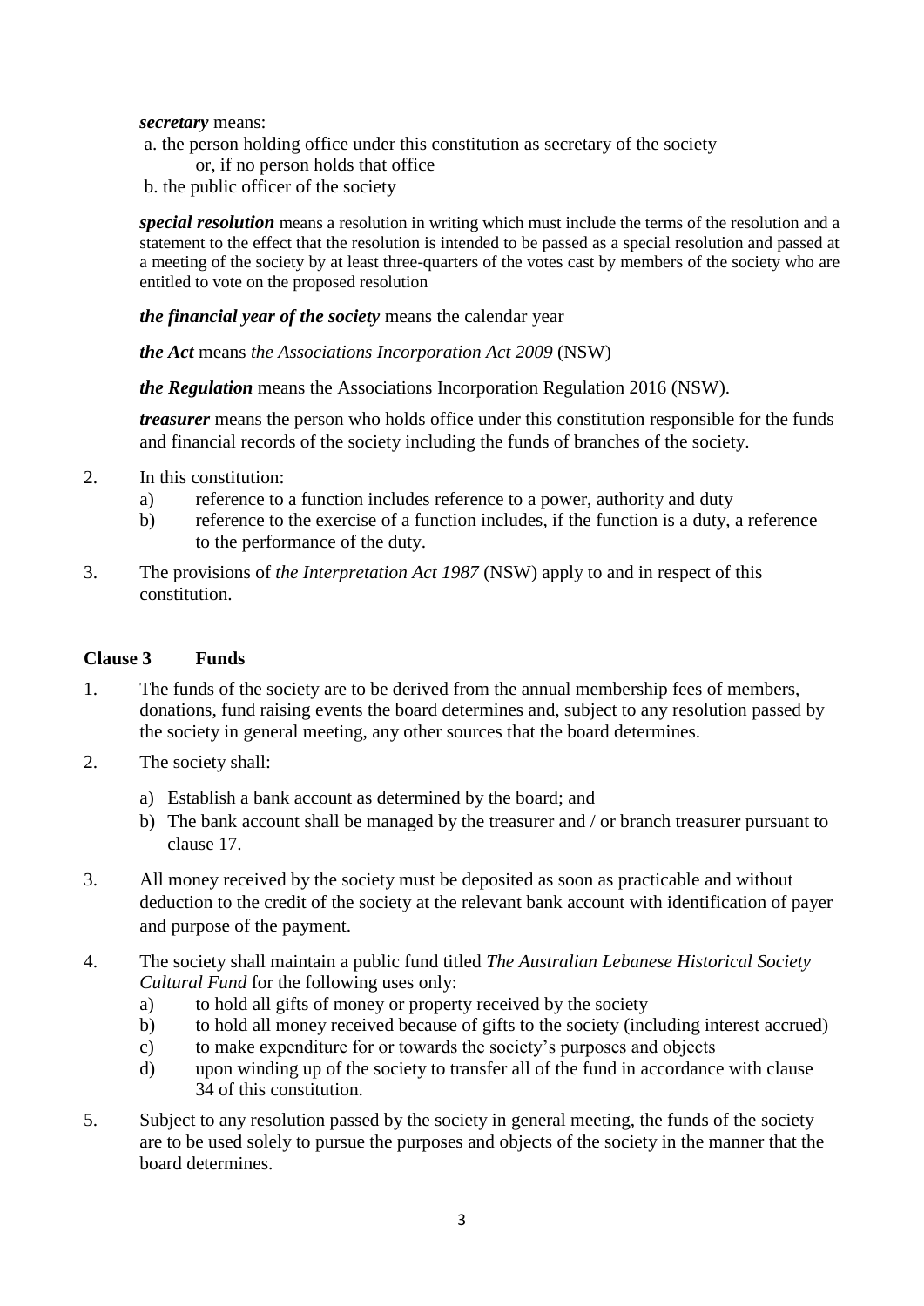***secretary*** means:

a. the person holding office under this constitution as secretary of the society
   or, if no person holds that office

b. the public officer of the society

***special resolution*** means a resolution in writing which must include the terms of the resolution and a statement to the effect that the resolution is intended to be passed as a special resolution and passed at a meeting of the society by at least three-quarters of the votes cast by members of the society who are entitled to vote on the proposed resolution

***the financial year of the society*** means the calendar year

***the Act*** means *the Associations Incorporation Act 2009* (NSW)

***the Regulation*** means the Associations Incorporation Regulation 2016 (NSW).

***treasurer*** means the person who holds office under this constitution responsible for the funds and financial records of the society including the funds of branches of the society.

2. In this constitution:
   a) reference to a function includes reference to a power, authority and duty
   b) reference to the exercise of a function includes, if the function is a duty, a reference to the performance of the duty.

3. The provisions of *the Interpretation Act 1987* (NSW) apply to and in respect of this constitution.

## Clause 3 Funds

1. The funds of the society are to be derived from the annual membership fees of members, donations, fund raising events the board determines and, subject to any resolution passed by the society in general meeting, any other sources that the board determines.

2. The society shall:
   a) Establish a bank account as determined by the board; and
   b) The bank account shall be managed by the treasurer and / or branch treasurer pursuant to clause 17.

3. All money received by the society must be deposited as soon as practicable and without deduction to the credit of the society at the relevant bank account with identification of payer and purpose of the payment.

4. The society shall maintain a public fund titled *The Australian Lebanese Historical Society Cultural Fund* for the following uses only:
   a) to hold all gifts of money or property received by the society
   b) to hold all money received because of gifts to the society (including interest accrued)
   c) to make expenditure for or towards the society's purposes and objects
   d) upon winding up of the society to transfer all of the fund in accordance with clause 34 of this constitution.

5. Subject to any resolution passed by the society in general meeting, the funds of the society are to be used solely to pursue the purposes and objects of the society in the manner that the board determines.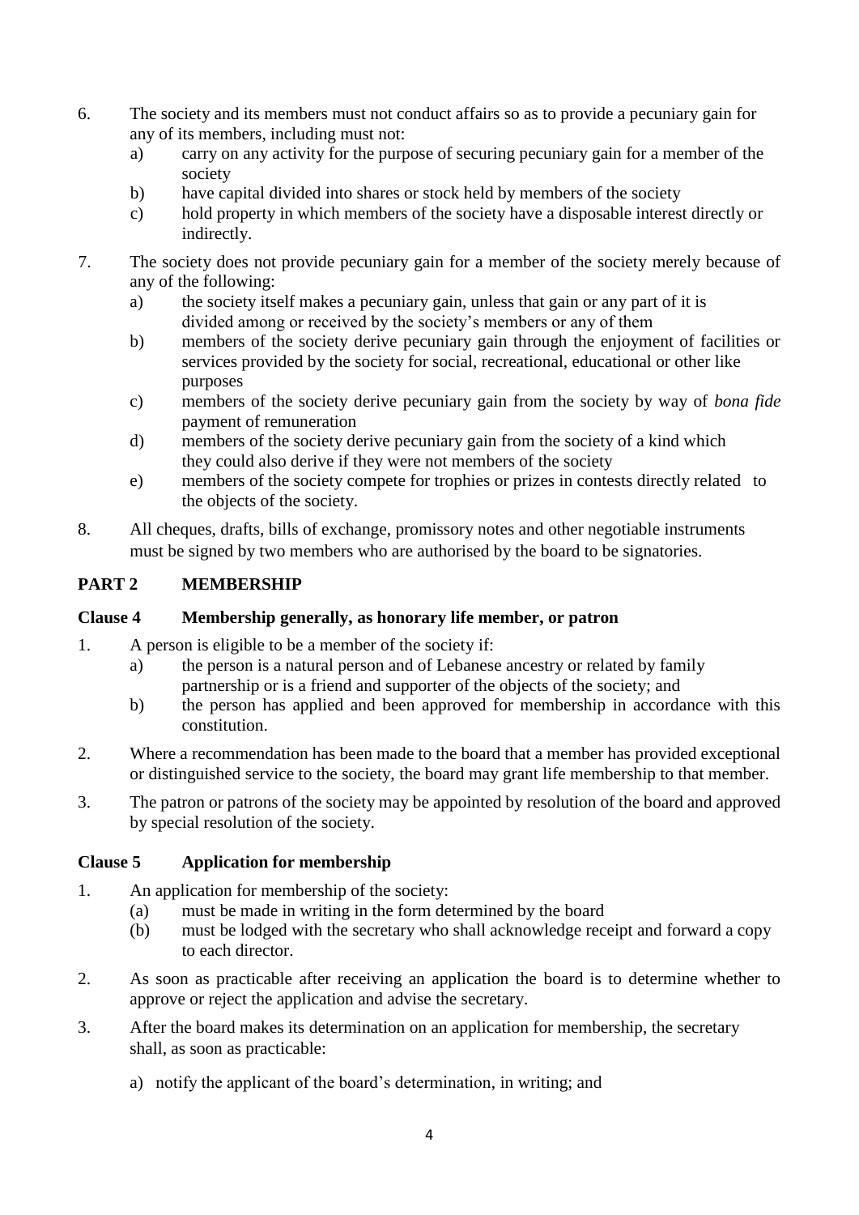6. The society and its members must not conduct affairs so as to provide a pecuniary gain for any of its members, including must not:
   a) carry on any activity for the purpose of securing pecuniary gain for a member of the society
   b) have capital divided into shares or stock held by members of the society
   c) hold property in which members of the society have a disposable interest directly or indirectly.
7. The society does not provide pecuniary gain for a member of the society merely because of any of the following:
   a) the society itself makes a pecuniary gain, unless that gain or any part of it is divided among or received by the society's members or any of them
   b) members of the society derive pecuniary gain through the enjoyment of facilities or services provided by the society for social, recreational, educational or other like purposes
   c) members of the society derive pecuniary gain from the society by way of *bona fide* payment of remuneration
   d) members of the society derive pecuniary gain from the society of a kind which they could also derive if they were not members of the society
   e) members of the society compete for trophies or prizes in contests directly related to the objects of the society.
8. All cheques, drafts, bills of exchange, promissory notes and other negotiable instruments must be signed by two members who are authorised by the board to be signatories.

## PART 2 MEMBERSHIP

### Clause 4 Membership generally, as honorary life member, or patron

1. A person is eligible to be a member of the society if:
   a) the person is a natural person and of Lebanese ancestry or related by family partnership or is a friend and supporter of the objects of the society; and
   b) the person has applied and been approved for membership in accordance with this constitution.
2. Where a recommendation has been made to the board that a member has provided exceptional or distinguished service to the society, the board may grant life membership to that member.
3. The patron or patrons of the society may be appointed by resolution of the board and approved by special resolution of the society.

### Clause 5 Application for membership

1. An application for membership of the society:
   (a) must be made in writing in the form determined by the board
   (b) must be lodged with the secretary who shall acknowledge receipt and forward a copy to each director.
2. As soon as practicable after receiving an application the board is to determine whether to approve or reject the application and advise the secretary.
3. After the board makes its determination on an application for membership, the secretary shall, as soon as practicable:
   a) notify the applicant of the board's determination, in writing; and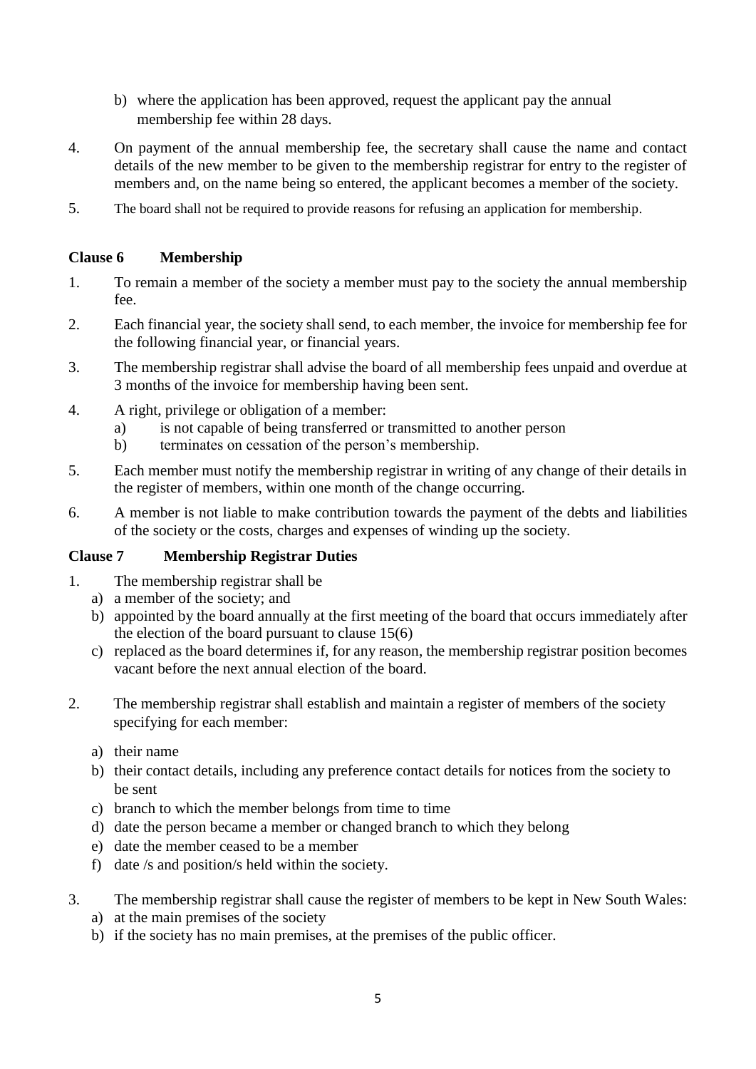b) where the application has been approved, request the applicant pay the annual membership fee within 28 days.

4. On payment of the annual membership fee, the secretary shall cause the name and contact details of the new member to be given to the membership registrar for entry to the register of members and, on the name being so entered, the applicant becomes a member of the society.

5. The board shall not be required to provide reasons for refusing an application for membership.

### Clause 6 Membership

1. To remain a member of the society a member must pay to the society the annual membership fee.
2. Each financial year, the society shall send, to each member, the invoice for membership fee for the following financial year, or financial years.
3. The membership registrar shall advise the board of all membership fees unpaid and overdue at 3 months of the invoice for membership having been sent.
4. A right, privilege or obligation of a member:
   a) is not capable of being transferred or transmitted to another person
   b) terminates on cessation of the person's membership.
5. Each member must notify the membership registrar in writing of any change of their details in the register of members, within one month of the change occurring.
6. A member is not liable to make contribution towards the payment of the debts and liabilities of the society or the costs, charges and expenses of winding up the society.

### Clause 7 Membership Registrar Duties

1. The membership registrar shall be
   a) a member of the society; and
   b) appointed by the board annually at the first meeting of the board that occurs immediately after the election of the board pursuant to clause 15(6)
   c) replaced as the board determines if, for any reason, the membership registrar position becomes vacant before the next annual election of the board.

2. The membership registrar shall establish and maintain a register of members of the society specifying for each member:

   a) their name
   b) their contact details, including any preference contact details for notices from the society to be sent
   c) branch to which the member belongs from time to time
   d) date the person became a member or changed branch to which they belong
   e) date the member ceased to be a member
   f) date /s and position/s held within the society.

3. The membership registrar shall cause the register of members to be kept in New South Wales:
   a) at the main premises of the society
   b) if the society has no main premises, at the premises of the public officer.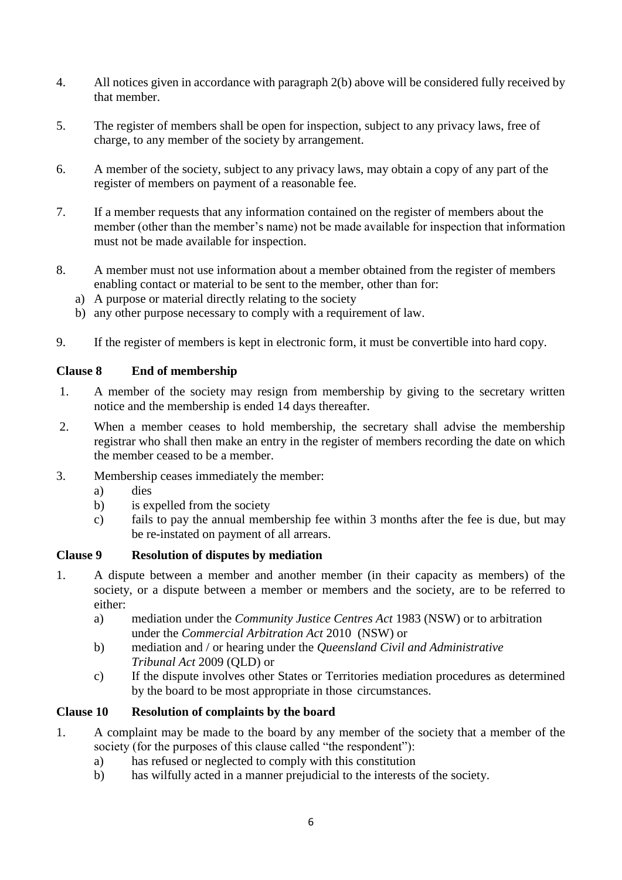4. All notices given in accordance with paragraph 2(b) above will be considered fully received by that member.

5. The register of members shall be open for inspection, subject to any privacy laws, free of charge, to any member of the society by arrangement.

6. A member of the society, subject to any privacy laws, may obtain a copy of any part of the register of members on payment of a reasonable fee.

7. If a member requests that any information contained on the register of members about the member (other than the member's name) not be made available for inspection that information must not be made available for inspection.

8. A member must not use information about a member obtained from the register of members enabling contact or material to be sent to the member, other than for:
   a) A purpose or material directly relating to the society
   b) any other purpose necessary to comply with a requirement of law.

9. If the register of members is kept in electronic form, it must be convertible into hard copy.

### Clause 8 End of membership

1. A member of the society may resign from membership by giving to the secretary written notice and the membership is ended 14 days thereafter.

2. When a member ceases to hold membership, the secretary shall advise the membership registrar who shall then make an entry in the register of members recording the date on which the member ceased to be a member.

3. Membership ceases immediately the member:
   a) dies
   b) is expelled from the society
   c) fails to pay the annual membership fee within 3 months after the fee is due, but may be re-instated on payment of all arrears.

### Clause 9 Resolution of disputes by mediation

1. A dispute between a member and another member (in their capacity as members) of the society, or a dispute between a member or members and the society, are to be referred to either:
   a) mediation under the *Community Justice Centres Act* 1983 (NSW) or to arbitration under the *Commercial Arbitration Act* 2010 (NSW) or
   b) mediation and / or hearing under the *Queensland Civil and Administrative Tribunal Act* 2009 (QLD) or
   c) If the dispute involves other States or Territories mediation procedures as determined by the board to be most appropriate in those circumstances.

### Clause 10 Resolution of complaints by the board

1. A complaint may be made to the board by any member of the society that a member of the society (for the purposes of this clause called "the respondent"):
   a) has refused or neglected to comply with this constitution
   b) has wilfully acted in a manner prejudicial to the interests of the society.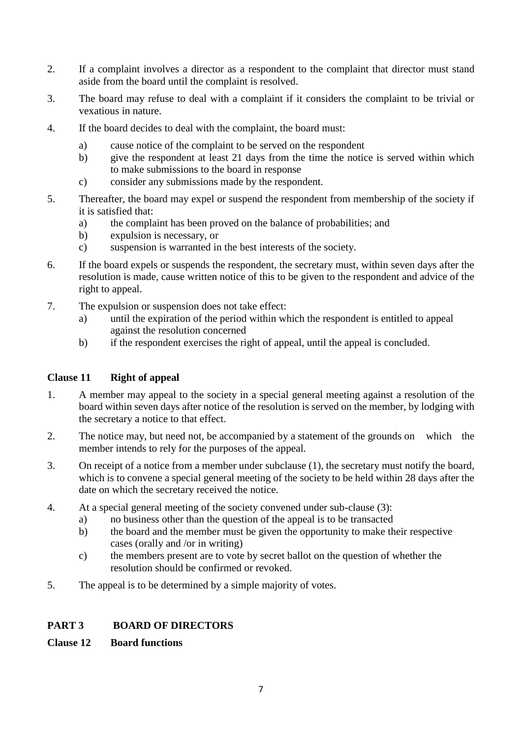2. If a complaint involves a director as a respondent to the complaint that director must stand aside from the board until the complaint is resolved.

3. The board may refuse to deal with a complaint if it considers the complaint to be trivial or vexatious in nature.

4. If the board decides to deal with the complaint, the board must:
   - a) cause notice of the complaint to be served on the respondent
   - b) give the respondent at least 21 days from the time the notice is served within which to make submissions to the board in response
   - c) consider any submissions made by the respondent.

5. Thereafter, the board may expel or suspend the respondent from membership of the society if it is satisfied that:
   - a) the complaint has been proved on the balance of probabilities; and
   - b) expulsion is necessary, or
   - c) suspension is warranted in the best interests of the society.

6. If the board expels or suspends the respondent, the secretary must, within seven days after the resolution is made, cause written notice of this to be given to the respondent and advice of the right to appeal.

7. The expulsion or suspension does not take effect:
   - a) until the expiration of the period within which the respondent is entitled to appeal against the resolution concerned
   - b) if the respondent exercises the right of appeal, until the appeal is concluded.

### Clause 11 Right of appeal

1. A member may appeal to the society in a special general meeting against a resolution of the board within seven days after notice of the resolution is served on the member, by lodging with the secretary a notice to that effect.

2. The notice may, but need not, be accompanied by a statement of the grounds on which the member intends to rely for the purposes of the appeal.

3. On receipt of a notice from a member under subclause (1), the secretary must notify the board, which is to convene a special general meeting of the society to be held within 28 days after the date on which the secretary received the notice.

4. At a special general meeting of the society convened under sub-clause (3):
   - a) no business other than the question of the appeal is to be transacted
   - b) the board and the member must be given the opportunity to make their respective cases (orally and /or in writing)
   - c) the members present are to vote by secret ballot on the question of whether the resolution should be confirmed or revoked.

5. The appeal is to be determined by a simple majority of votes.

## PART 3 BOARD OF DIRECTORS

### Clause 12 Board functions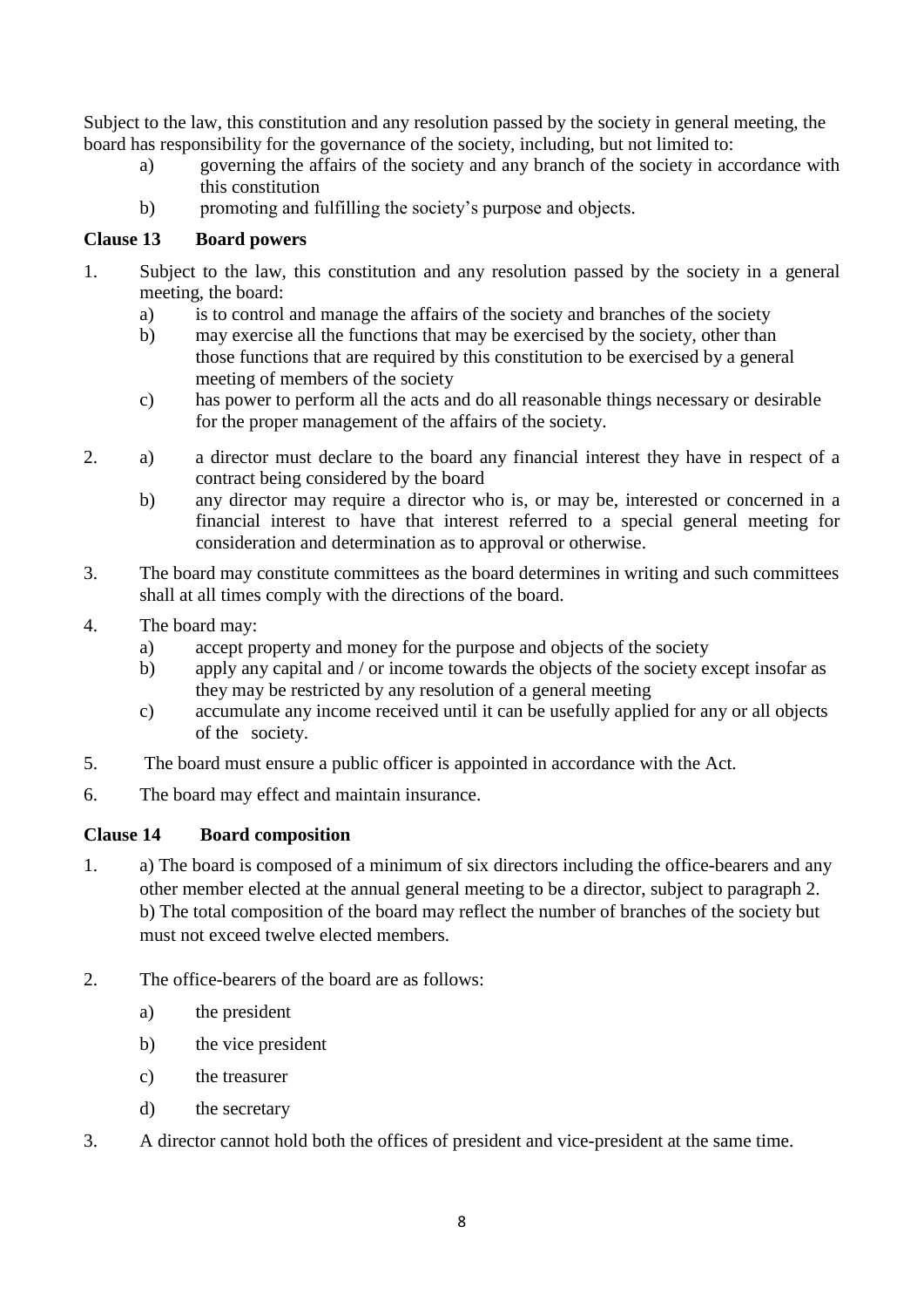Subject to the law, this constitution and any resolution passed by the society in general meeting, the board has responsibility for the governance of the society, including, but not limited to:

- a) governing the affairs of the society and any branch of the society in accordance with this constitution
- b) promoting and fulfilling the society's purpose and objects.

**Clause 13 Board powers**

1. Subject to the law, this constitution and any resolution passed by the society in a general meeting, the board:
   - a) is to control and manage the affairs of the society and branches of the society
   - b) may exercise all the functions that may be exercised by the society, other than those functions that are required by this constitution to be exercised by a general meeting of members of the society
   - c) has power to perform all the acts and do all reasonable things necessary or desirable for the proper management of the affairs of the society.
2. 
   - a) a director must declare to the board any financial interest they have in respect of a contract being considered by the board
   - b) any director may require a director who is, or may be, interested or concerned in a financial interest to have that interest referred to a special general meeting for consideration and determination as to approval or otherwise.
3. The board may constitute committees as the board determines in writing and such committees shall at all times comply with the directions of the board.
4. The board may:
   - a) accept property and money for the purpose and objects of the society
   - b) apply any capital and / or income towards the objects of the society except insofar as they may be restricted by any resolution of a general meeting
   - c) accumulate any income received until it can be usefully applied for any or all objects of the society.
5. The board must ensure a public officer is appointed in accordance with the Act.
6. The board may effect and maintain insurance.

**Clause 14 Board composition**

1. a) The board is composed of a minimum of six directors including the office-bearers and any other member elected at the annual general meeting to be a director, subject to paragraph 2.
   b) The total composition of the board may reflect the number of branches of the society but must not exceed twelve elected members.
2. The office-bearers of the board are as follows:
   - a) the president
   - b) the vice president
   - c) the treasurer
   - d) the secretary
3. A director cannot hold both the offices of president and vice-president at the same time.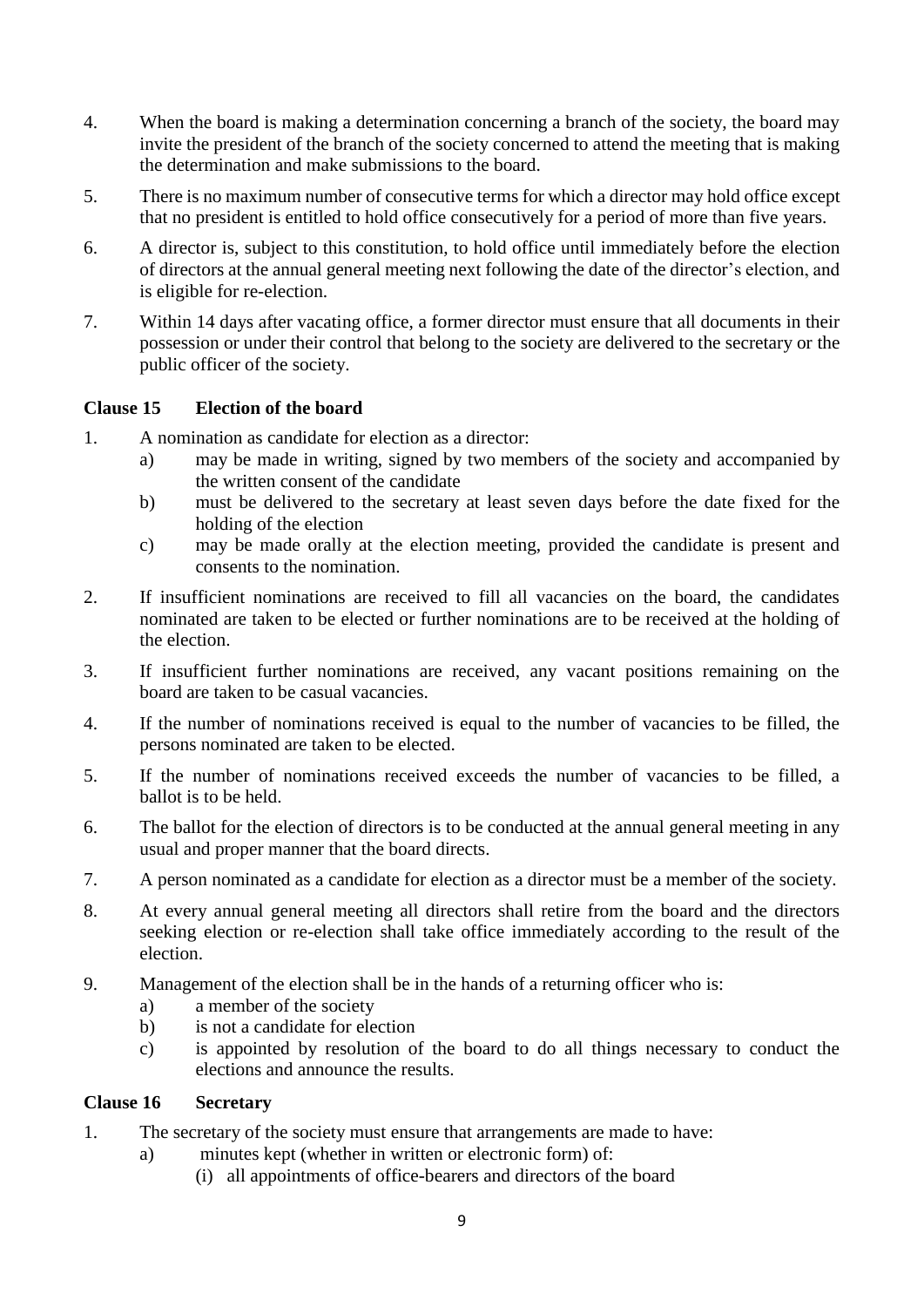4. When the board is making a determination concerning a branch of the society, the board may invite the president of the branch of the society concerned to attend the meeting that is making the determination and make submissions to the board.
5. There is no maximum number of consecutive terms for which a director may hold office except that no president is entitled to hold office consecutively for a period of more than five years.
6. A director is, subject to this constitution, to hold office until immediately before the election of directors at the annual general meeting next following the date of the director's election, and is eligible for re-election.
7. Within 14 days after vacating office, a former director must ensure that all documents in their possession or under their control that belong to the society are delivered to the secretary or the public officer of the society.

### Clause 15 Election of the board

1. A nomination as candidate for election as a director:
   a) may be made in writing, signed by two members of the society and accompanied by the written consent of the candidate
   b) must be delivered to the secretary at least seven days before the date fixed for the holding of the election
   c) may be made orally at the election meeting, provided the candidate is present and consents to the nomination.
2. If insufficient nominations are received to fill all vacancies on the board, the candidates nominated are taken to be elected or further nominations are to be received at the holding of the election.
3. If insufficient further nominations are received, any vacant positions remaining on the board are taken to be casual vacancies.
4. If the number of nominations received is equal to the number of vacancies to be filled, the persons nominated are taken to be elected.
5. If the number of nominations received exceeds the number of vacancies to be filled, a ballot is to be held.
6. The ballot for the election of directors is to be conducted at the annual general meeting in any usual and proper manner that the board directs.
7. A person nominated as a candidate for election as a director must be a member of the society.
8. At every annual general meeting all directors shall retire from the board and the directors seeking election or re-election shall take office immediately according to the result of the election.
9. Management of the election shall be in the hands of a returning officer who is:
   a) a member of the society
   b) is not a candidate for election
   c) is appointed by resolution of the board to do all things necessary to conduct the elections and announce the results.

### Clause 16 Secretary

1. The secretary of the society must ensure that arrangements are made to have:
   a) minutes kept (whether in written or electronic form) of:
      (i) all appointments of office-bearers and directors of the board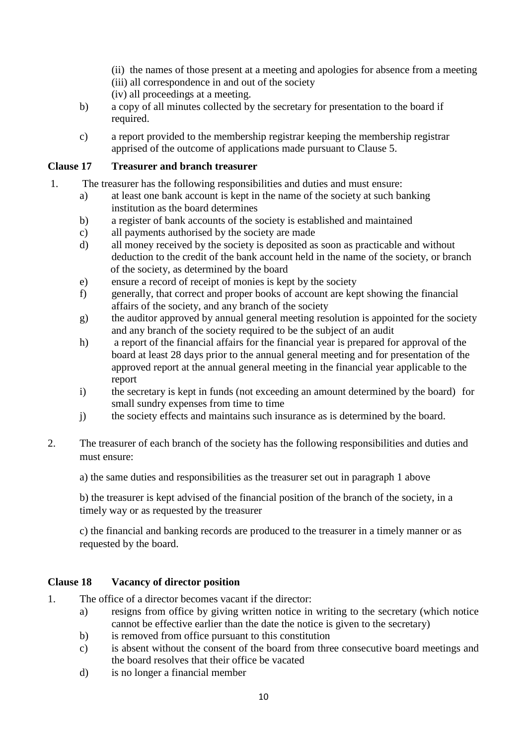(ii) the names of those present at a meeting and apologies for absence from a meeting
(iii) all correspondence in and out of the society
(iv) all proceedings at a meeting.

b) a copy of all minutes collected by the secretary for presentation to the board if required.

c) a report provided to the membership registrar keeping the membership registrar apprised of the outcome of applications made pursuant to Clause 5.

## Clause 17 Treasurer and branch treasurer

1. The treasurer has the following responsibilities and duties and must ensure:
   a) at least one bank account is kept in the name of the society at such banking institution as the board determines
   b) a register of bank accounts of the society is established and maintained
   c) all payments authorised by the society are made
   d) all money received by the society is deposited as soon as practicable and without deduction to the credit of the bank account held in the name of the society, or branch of the society, as determined by the board
   e) ensure a record of receipt of monies is kept by the society
   f) generally, that correct and proper books of account are kept showing the financial affairs of the society, and any branch of the society
   g) the auditor approved by annual general meeting resolution is appointed for the society and any branch of the society required to be the subject of an audit
   h) a report of the financial affairs for the financial year is prepared for approval of the board at least 28 days prior to the annual general meeting and for presentation of the approved report at the annual general meeting in the financial year applicable to the report
   i) the secretary is kept in funds (not exceeding an amount determined by the board) for small sundry expenses from time to time
   j) the society effects and maintains such insurance as is determined by the board.

2. The treasurer of each branch of the society has the following responsibilities and duties and must ensure:

   a) the same duties and responsibilities as the treasurer set out in paragraph 1 above

   b) the treasurer is kept advised of the financial position of the branch of the society, in a timely way or as requested by the treasurer

   c) the financial and banking records are produced to the treasurer in a timely manner or as requested by the board.

## Clause 18 Vacancy of director position

1. The office of a director becomes vacant if the director:
   a) resigns from office by giving written notice in writing to the secretary (which notice cannot be effective earlier than the date the notice is given to the secretary)
   b) is removed from office pursuant to this constitution
   c) is absent without the consent of the board from three consecutive board meetings and the board resolves that their office be vacated
   d) is no longer a financial member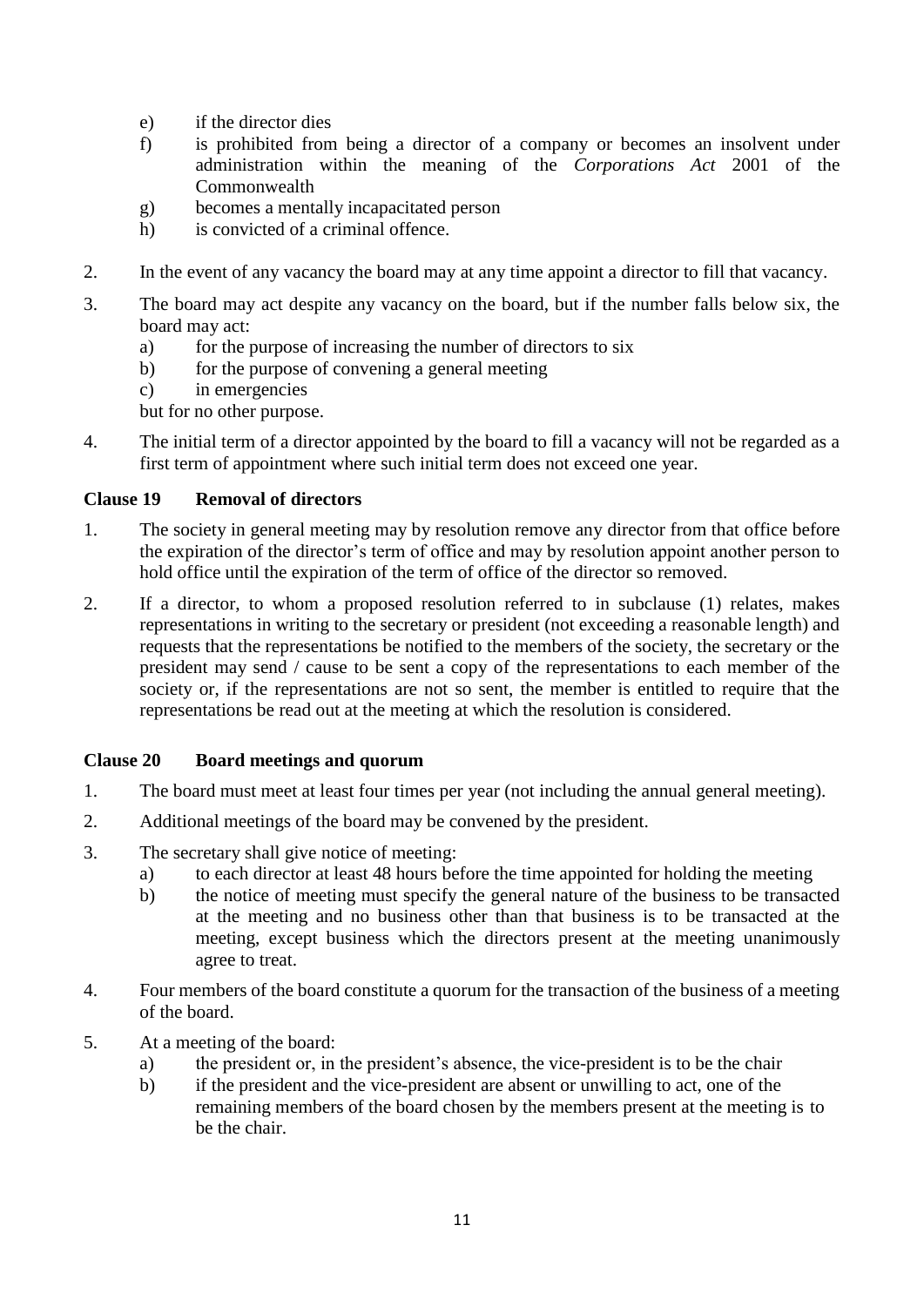e) if the director dies
f) is prohibited from being a director of a company or becomes an insolvent under administration within the meaning of the *Corporations Act* 2001 of the Commonwealth
g) becomes a mentally incapacitated person
h) is convicted of a criminal offence.

2. In the event of any vacancy the board may at any time appoint a director to fill that vacancy.

3. The board may act despite any vacancy on the board, but if the number falls below six, the board may act:
   a) for the purpose of increasing the number of directors to six
   b) for the purpose of convening a general meeting
   c) in emergencies

   but for no other purpose.

4. The initial term of a director appointed by the board to fill a vacancy will not be regarded as a first term of appointment where such initial term does not exceed one year.

**Clause 19 Removal of directors**

1. The society in general meeting may by resolution remove any director from that office before the expiration of the director's term of office and may by resolution appoint another person to hold office until the expiration of the term of office of the director so removed.

2. If a director, to whom a proposed resolution referred to in subclause (1) relates, makes representations in writing to the secretary or president (not exceeding a reasonable length) and requests that the representations be notified to the members of the society, the secretary or the president may send / cause to be sent a copy of the representations to each member of the society or, if the representations are not so sent, the member is entitled to require that the representations be read out at the meeting at which the resolution is considered.

**Clause 20 Board meetings and quorum**

1. The board must meet at least four times per year (not including the annual general meeting).

2. Additional meetings of the board may be convened by the president.

3. The secretary shall give notice of meeting:
   a) to each director at least 48 hours before the time appointed for holding the meeting
   b) the notice of meeting must specify the general nature of the business to be transacted at the meeting and no business other than that business is to be transacted at the meeting, except business which the directors present at the meeting unanimously agree to treat.

4. Four members of the board constitute a quorum for the transaction of the business of a meeting of the board.

5. At a meeting of the board:
   a) the president or, in the president's absence, the vice-president is to be the chair
   b) if the president and the vice-president are absent or unwilling to act, one of the remaining members of the board chosen by the members present at the meeting is to be the chair.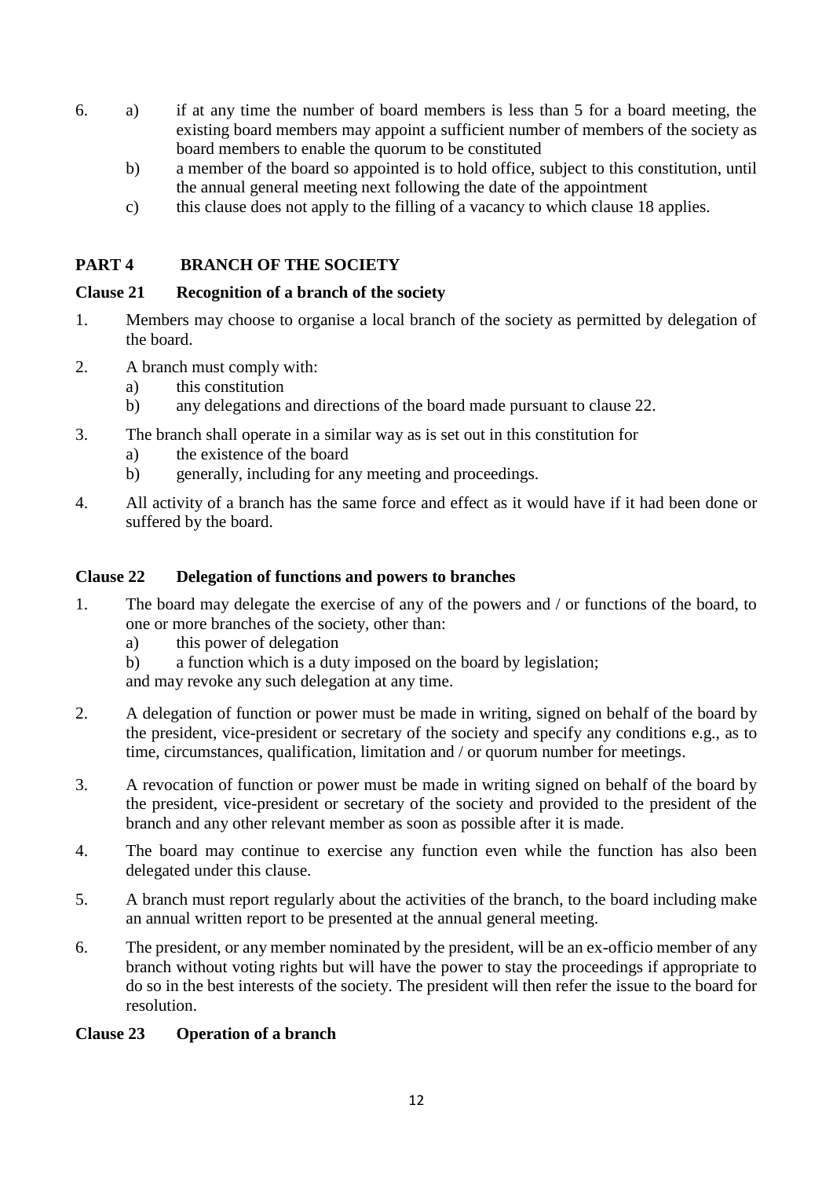6. a) if at any time the number of board members is less than 5 for a board meeting, the existing board members may appoint a sufficient number of members of the society as board members to enable the quorum to be constituted
   b) a member of the board so appointed is to hold office, subject to this constitution, until the annual general meeting next following the date of the appointment
   c) this clause does not apply to the filling of a vacancy to which clause 18 applies.

## PART 4 BRANCH OF THE SOCIETY

### Clause 21 Recognition of a branch of the society

1. Members may choose to organise a local branch of the society as permitted by delegation of the board.
2. A branch must comply with:
   a) this constitution
   b) any delegations and directions of the board made pursuant to clause 22.
3. The branch shall operate in a similar way as is set out in this constitution for
   a) the existence of the board
   b) generally, including for any meeting and proceedings.
4. All activity of a branch has the same force and effect as it would have if it had been done or suffered by the board.

### Clause 22 Delegation of functions and powers to branches

1. The board may delegate the exercise of any of the powers and / or functions of the board, to one or more branches of the society, other than:
   a) this power of delegation
   b) a function which is a duty imposed on the board by legislation;

   and may revoke any such delegation at any time.
2. A delegation of function or power must be made in writing, signed on behalf of the board by the president, vice-president or secretary of the society and specify any conditions e.g., as to time, circumstances, qualification, limitation and / or quorum number for meetings.
3. A revocation of function or power must be made in writing signed on behalf of the board by the president, vice-president or secretary of the society and provided to the president of the branch and any other relevant member as soon as possible after it is made.
4. The board may continue to exercise any function even while the function has also been delegated under this clause.
5. A branch must report regularly about the activities of the branch, to the board including make an annual written report to be presented at the annual general meeting.
6. The president, or any member nominated by the president, will be an ex-officio member of any branch without voting rights but will have the power to stay the proceedings if appropriate to do so in the best interests of the society. The president will then refer the issue to the board for resolution.

### Clause 23 Operation of a branch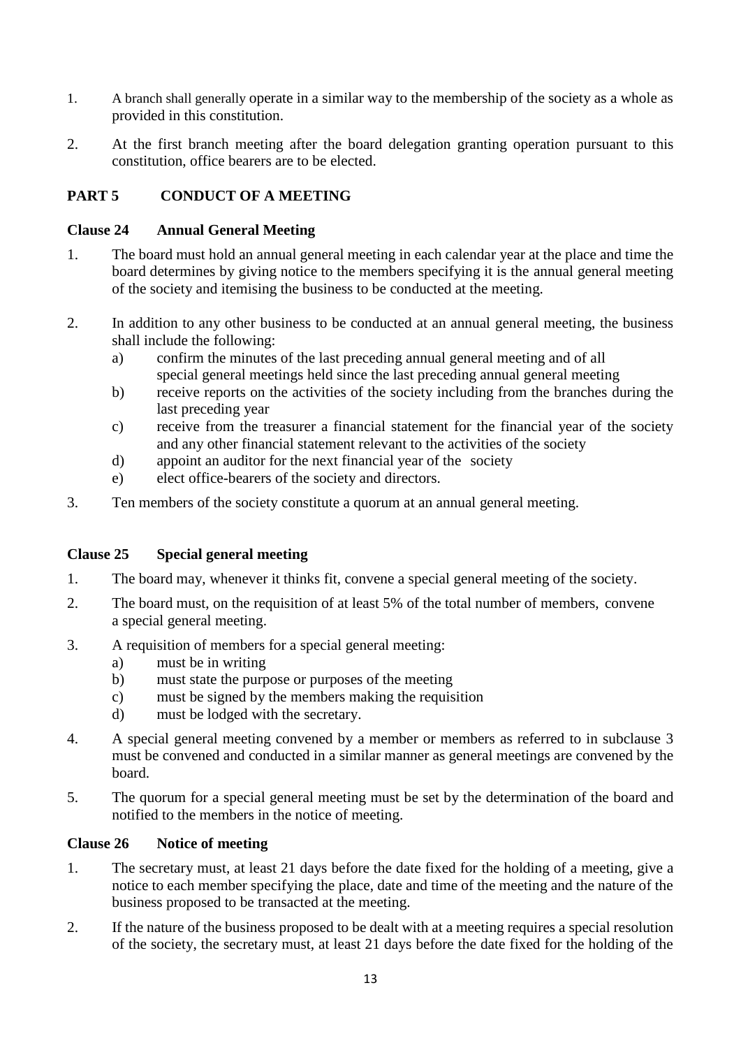1. A branch shall generally operate in a similar way to the membership of the society as a whole as provided in this constitution.

2. At the first branch meeting after the board delegation granting operation pursuant to this constitution, office bearers are to be elected.

## PART 5 CONDUCT OF A MEETING

### Clause 24 Annual General Meeting

1. The board must hold an annual general meeting in each calendar year at the place and time the board determines by giving notice to the members specifying it is the annual general meeting of the society and itemising the business to be conducted at the meeting.

2. In addition to any other business to be conducted at an annual general meeting, the business shall include the following:
   a) confirm the minutes of the last preceding annual general meeting and of all special general meetings held since the last preceding annual general meeting
   b) receive reports on the activities of the society including from the branches during the last preceding year
   c) receive from the treasurer a financial statement for the financial year of the society and any other financial statement relevant to the activities of the society
   d) appoint an auditor for the next financial year of the society
   e) elect office-bearers of the society and directors.

3. Ten members of the society constitute a quorum at an annual general meeting.

### Clause 25 Special general meeting

1. The board may, whenever it thinks fit, convene a special general meeting of the society.

2. The board must, on the requisition of at least 5% of the total number of members, convene a special general meeting.

3. A requisition of members for a special general meeting:
   a) must be in writing
   b) must state the purpose or purposes of the meeting
   c) must be signed by the members making the requisition
   d) must be lodged with the secretary.

4. A special general meeting convened by a member or members as referred to in subclause 3 must be convened and conducted in a similar manner as general meetings are convened by the board.

5. The quorum for a special general meeting must be set by the determination of the board and notified to the members in the notice of meeting.

### Clause 26 Notice of meeting

1. The secretary must, at least 21 days before the date fixed for the holding of a meeting, give a notice to each member specifying the place, date and time of the meeting and the nature of the business proposed to be transacted at the meeting.

2. If the nature of the business proposed to be dealt with at a meeting requires a special resolution of the society, the secretary must, at least 21 days before the date fixed for the holding of the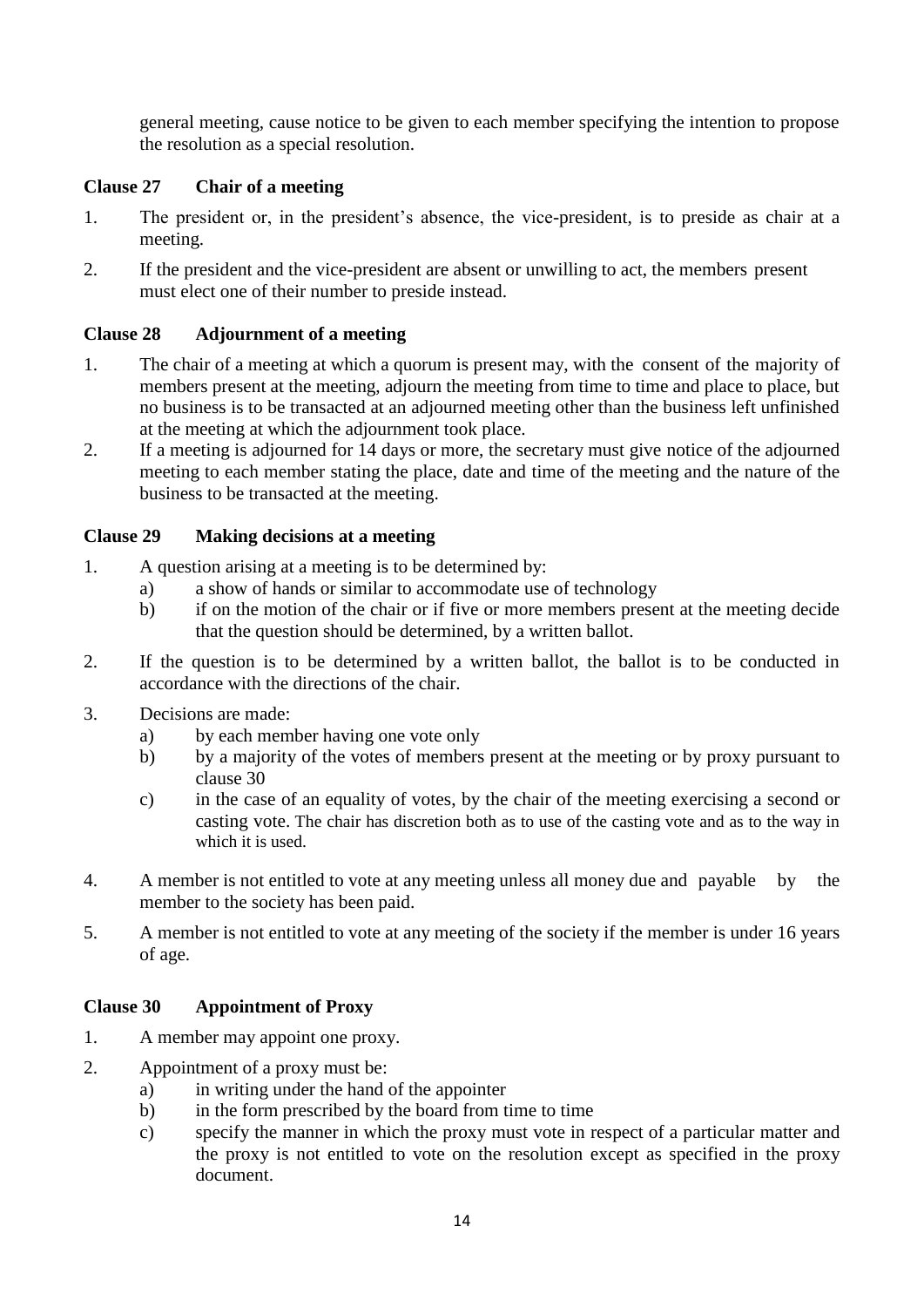general meeting, cause notice to be given to each member specifying the intention to propose the resolution as a special resolution.

### Clause 27 Chair of a meeting

1. The president or, in the president's absence, the vice-president, is to preside as chair at a meeting.
2. If the president and the vice-president are absent or unwilling to act, the members present must elect one of their number to preside instead.

### Clause 28 Adjournment of a meeting

1. The chair of a meeting at which a quorum is present may, with the consent of the majority of members present at the meeting, adjourn the meeting from time to time and place to place, but no business is to be transacted at an adjourned meeting other than the business left unfinished at the meeting at which the adjournment took place.
2. If a meeting is adjourned for 14 days or more, the secretary must give notice of the adjourned meeting to each member stating the place, date and time of the meeting and the nature of the business to be transacted at the meeting.

### Clause 29 Making decisions at a meeting

1. A question arising at a meeting is to be determined by:
   a) a show of hands or similar to accommodate use of technology
   b) if on the motion of the chair or if five or more members present at the meeting decide that the question should be determined, by a written ballot.
2. If the question is to be determined by a written ballot, the ballot is to be conducted in accordance with the directions of the chair.
3. Decisions are made:
   a) by each member having one vote only
   b) by a majority of the votes of members present at the meeting or by proxy pursuant to clause 30
   c) in the case of an equality of votes, by the chair of the meeting exercising a second or casting vote. The chair has discretion both as to use of the casting vote and as to the way in which it is used.
4. A member is not entitled to vote at any meeting unless all money due and payable by the member to the society has been paid.
5. A member is not entitled to vote at any meeting of the society if the member is under 16 years of age.

### Clause 30 Appointment of Proxy

1. A member may appoint one proxy.
2. Appointment of a proxy must be:
   a) in writing under the hand of the appointer
   b) in the form prescribed by the board from time to time
   c) specify the manner in which the proxy must vote in respect of a particular matter and the proxy is not entitled to vote on the resolution except as specified in the proxy document.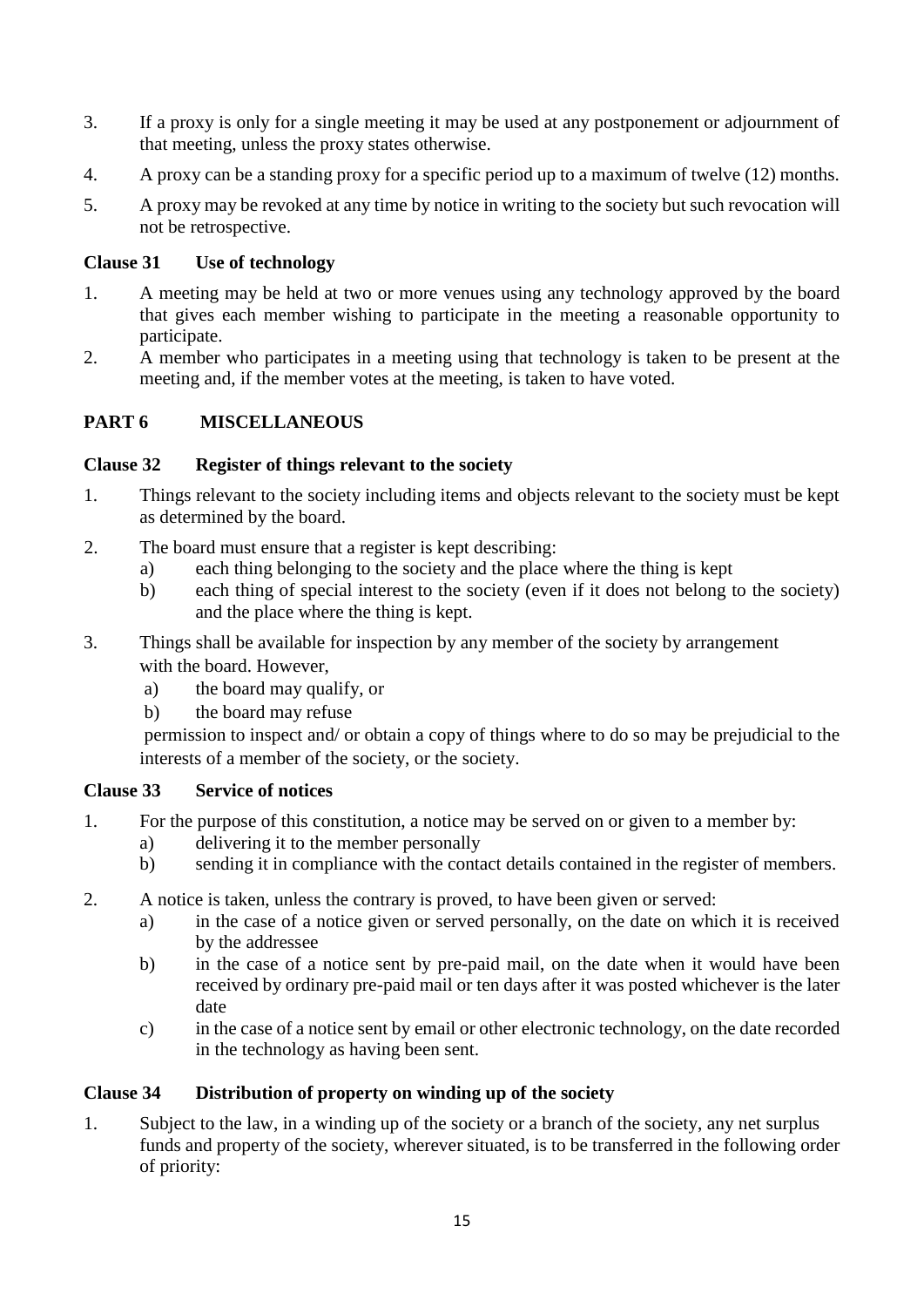3. If a proxy is only for a single meeting it may be used at any postponement or adjournment of that meeting, unless the proxy states otherwise.
4. A proxy can be a standing proxy for a specific period up to a maximum of twelve (12) months.
5. A proxy may be revoked at any time by notice in writing to the society but such revocation will not be retrospective.

### Clause 31 Use of technology

1. A meeting may be held at two or more venues using any technology approved by the board that gives each member wishing to participate in the meeting a reasonable opportunity to participate.
2. A member who participates in a meeting using that technology is taken to be present at the meeting and, if the member votes at the meeting, is taken to have voted.

## PART 6 MISCELLANEOUS

### Clause 32 Register of things relevant to the society

1. Things relevant to the society including items and objects relevant to the society must be kept as determined by the board.
2. The board must ensure that a register is kept describing:
   a) each thing belonging to the society and the place where the thing is kept
   b) each thing of special interest to the society (even if it does not belong to the society) and the place where the thing is kept.
3. Things shall be available for inspection by any member of the society by arrangement with the board. However,
   a) the board may qualify, or
   b) the board may refuse

   permission to inspect and/ or obtain a copy of things where to do so may be prejudicial to the interests of a member of the society, or the society.

### Clause 33 Service of notices

1. For the purpose of this constitution, a notice may be served on or given to a member by:
   a) delivering it to the member personally
   b) sending it in compliance with the contact details contained in the register of members.
2. A notice is taken, unless the contrary is proved, to have been given or served:
   a) in the case of a notice given or served personally, on the date on which it is received by the addressee
   b) in the case of a notice sent by pre-paid mail, on the date when it would have been received by ordinary pre-paid mail or ten days after it was posted whichever is the later date
   c) in the case of a notice sent by email or other electronic technology, on the date recorded in the technology as having been sent.

### Clause 34 Distribution of property on winding up of the society

1. Subject to the law, in a winding up of the society or a branch of the society, any net surplus funds and property of the society, wherever situated, is to be transferred in the following order of priority: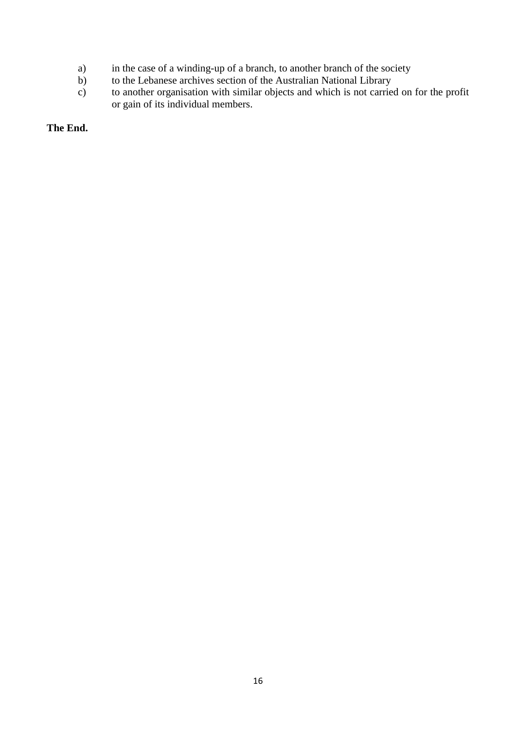a) in the case of a winding-up of a branch, to another branch of the society
b) to the Lebanese archives section of the Australian National Library
c) to another organisation with similar objects and which is not carried on for the profit or gain of its individual members.

**The End.**